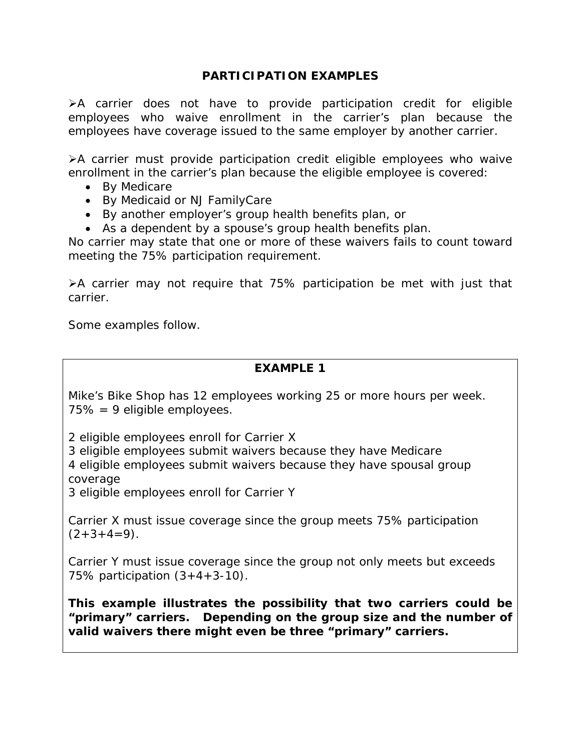## PARTICIPATION EXAMPLES

- A carrier does not have to provide participation credit for eligible employees who waive enrollment in the carrier's plan because the employees have coverage issued to the same employer by another carrier.

- A carrier must provide participation credit eligible employees who waive enrollment in the carrier's plan because the eligible employee is covered:
  - By Medicare
  - By Medicaid or NJ FamilyCare
  - By another employer's group health benefits plan, or
  - As a dependent by a spouse's group health benefits plan.

No carrier may state that one or more of these waivers fails to count toward meeting the 75% participation requirement.

- A carrier may not require that 75% participation be met with just that carrier.

Some examples follow.

### EXAMPLE 1

Mike's Bike Shop has 12 employees working 25 or more hours per week.
75% = 9 eligible employees.

2 eligible employees enroll for Carrier X
3 eligible employees submit waivers because they have Medicare
4 eligible employees submit waivers because they have spousal group coverage
3 eligible employees enroll for Carrier Y

Carrier X must issue coverage since the group meets 75% participation (2+3+4=9).

Carrier Y must issue coverage since the group not only meets but exceeds 75% participation (3+4+3-10).

**This example illustrates the possibility that two carriers could be "primary" carriers. Depending on the group size and the number of valid waivers there might even be three "primary" carriers.**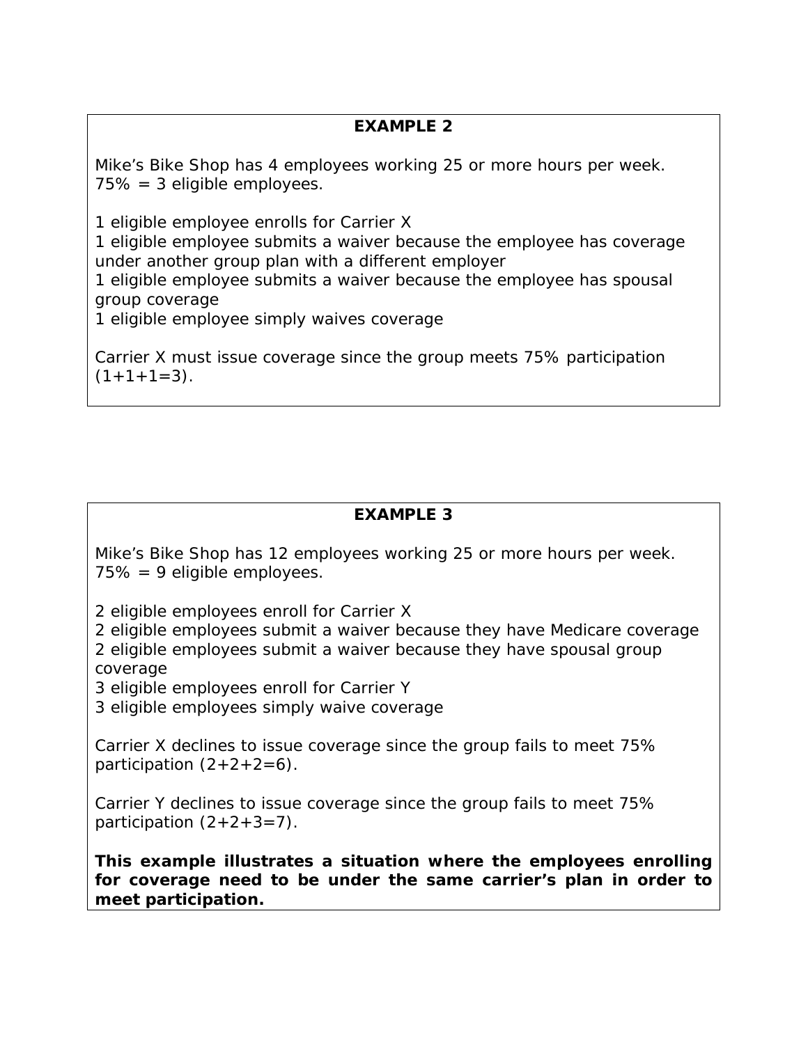## EXAMPLE 2

Mike's Bike Shop has 4 employees working 25 or more hours per week. 75% = 3 eligible employees.

1 eligible employee enrolls for Carrier X
1 eligible employee submits a waiver because the employee has coverage under another group plan with a different employer
1 eligible employee submits a waiver because the employee has spousal group coverage
1 eligible employee simply waives coverage

Carrier X must issue coverage since the group meets 75% participation (1+1+1=3).

## EXAMPLE 3

Mike's Bike Shop has 12 employees working 25 or more hours per week. 75% = 9 eligible employees.

2 eligible employees enroll for Carrier X
2 eligible employees submit a waiver because they have Medicare coverage
2 eligible employees submit a waiver because they have spousal group coverage
3 eligible employees enroll for Carrier Y
3 eligible employees simply waive coverage

Carrier X declines to issue coverage since the group fails to meet 75% participation (2+2+2=6).

Carrier Y declines to issue coverage since the group fails to meet 75% participation (2+2+3=7).

**This example illustrates a situation where the employees enrolling for coverage need to be under the same carrier's plan in order to meet participation.**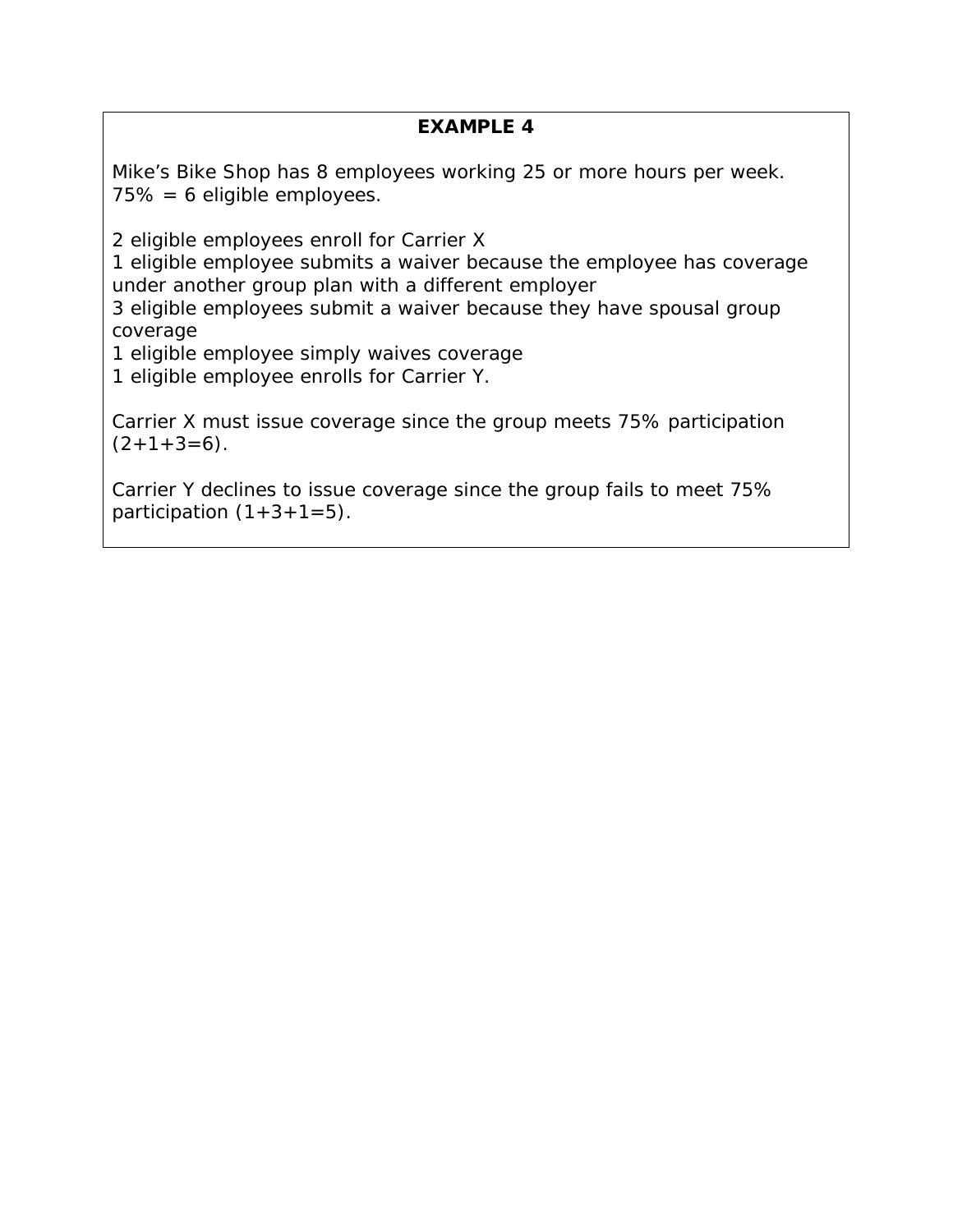**EXAMPLE 4**

Mike's Bike Shop has 8 employees working 25 or more hours per week. 75% = 6 eligible employees.

2 eligible employees enroll for Carrier X
1 eligible employee submits a waiver because the employee has coverage under another group plan with a different employer
3 eligible employees submit a waiver because they have spousal group coverage
1 eligible employee simply waives coverage
1 eligible employee enrolls for Carrier Y.

Carrier X must issue coverage since the group meets 75% participation (2+1+3=6).

Carrier Y declines to issue coverage since the group fails to meet 75% participation (1+3+1=5).